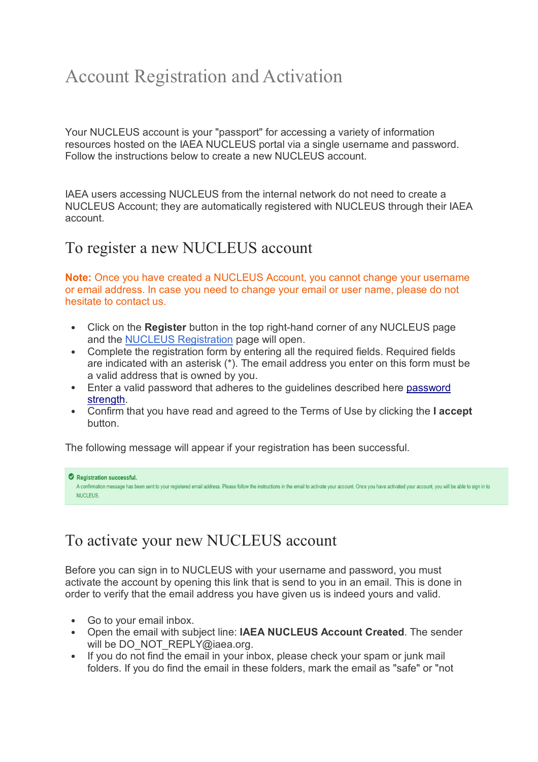# Account Registration and Activation

Your NUCLEUS account is your "passport" for accessing a variety of information resources hosted on the IAEA NUCLEUS portal via a single username and password. Follow the instructions below to create a new NUCLEUS account.

IAEA users accessing NUCLEUS from the internal network do not need to create a NUCLEUS Account; they are automatically registered with NUCLEUS through their IAEA account.

## To register a new NUCLEUS account

**Note:** Once you have created a NUCLEUS Account, you cannot change your username or email address. In case you need to change your email or user name, please do not hesitate to contact us.

- Click on the **Register** button in the top right-hand corner of any NUCLEUS page and the NUCLEUS Registration page will open.
- Complete the registration form by entering all the required fields. Required fields are indicated with an asterisk (*). The email address you enter on this form must be a valid address that is owned by you.
- Enter a valid password that adheres to the guidelines described here password strength.
- Confirm that you have read and agreed to the Terms of Use by clicking the **I accept** button.

The following message will appear if your registration has been successful.

> **Registration successful.**
> A confirmation message has been sent to your registered email address. Please follow the instructions in the email to activate your account. Once you have activated your account, you will be able to sign in to NUCLEUS.

## To activate your new NUCLEUS account

Before you can sign in to NUCLEUS with your username and password, you must activate the account by opening this link that is send to you in an email. This is done in order to verify that the email address you have given us is indeed yours and valid.

- Go to your email inbox.
- Open the email with subject line: **IAEA NUCLEUS Account Created**. The sender will be DO_NOT_REPLY@iaea.org.
- If you do not find the email in your inbox, please check your spam or junk mail folders. If you do find the email in these folders, mark the email as "safe" or "not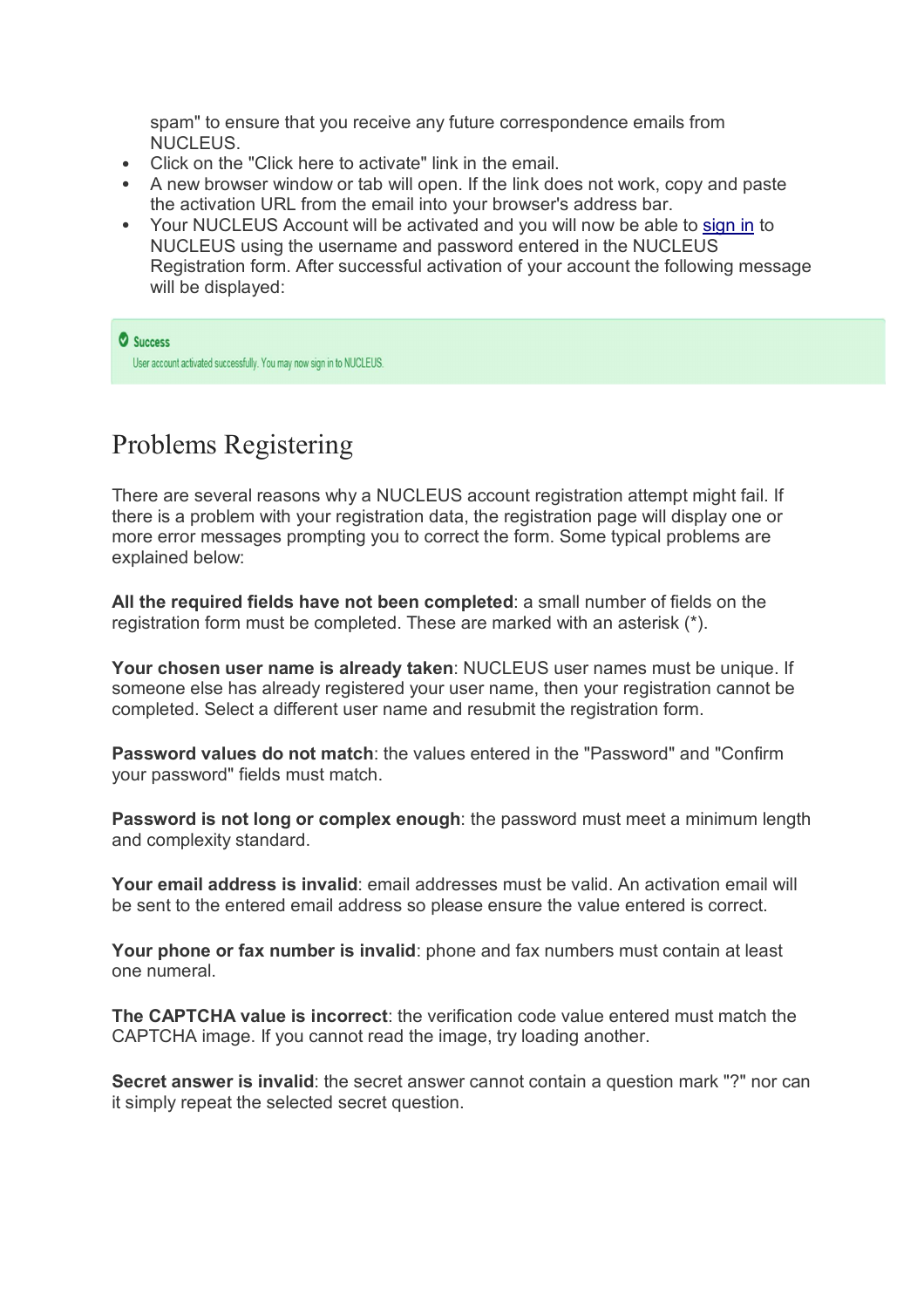spam" to ensure that you receive any future correspondence emails from NUCLEUS.

- Click on the "Click here to activate" link in the email.
- A new browser window or tab will open. If the link does not work, copy and paste the activation URL from the email into your browser's address bar.
- Your NUCLEUS Account will be activated and you will now be able to sign in to NUCLEUS using the username and password entered in the NUCLEUS Registration form. After successful activation of your account the following message will be displayed:

Success
User account activated successfully. You may now sign in to NUCLEUS.

# Problems Registering

There are several reasons why a NUCLEUS account registration attempt might fail. If there is a problem with your registration data, the registration page will display one or more error messages prompting you to correct the form. Some typical problems are explained below:

**All the required fields have not been completed**: a small number of fields on the registration form must be completed. These are marked with an asterisk (*).

**Your chosen user name is already taken**: NUCLEUS user names must be unique. If someone else has already registered your user name, then your registration cannot be completed. Select a different user name and resubmit the registration form.

**Password values do not match**: the values entered in the "Password" and "Confirm your password" fields must match.

**Password is not long or complex enough**: the password must meet a minimum length and complexity standard.

**Your email address is invalid**: email addresses must be valid. An activation email will be sent to the entered email address so please ensure the value entered is correct.

**Your phone or fax number is invalid**: phone and fax numbers must contain at least one numeral.

**The CAPTCHA value is incorrect**: the verification code value entered must match the CAPTCHA image. If you cannot read the image, try loading another.

**Secret answer is invalid**: the secret answer cannot contain a question mark "?" nor can it simply repeat the selected secret question.